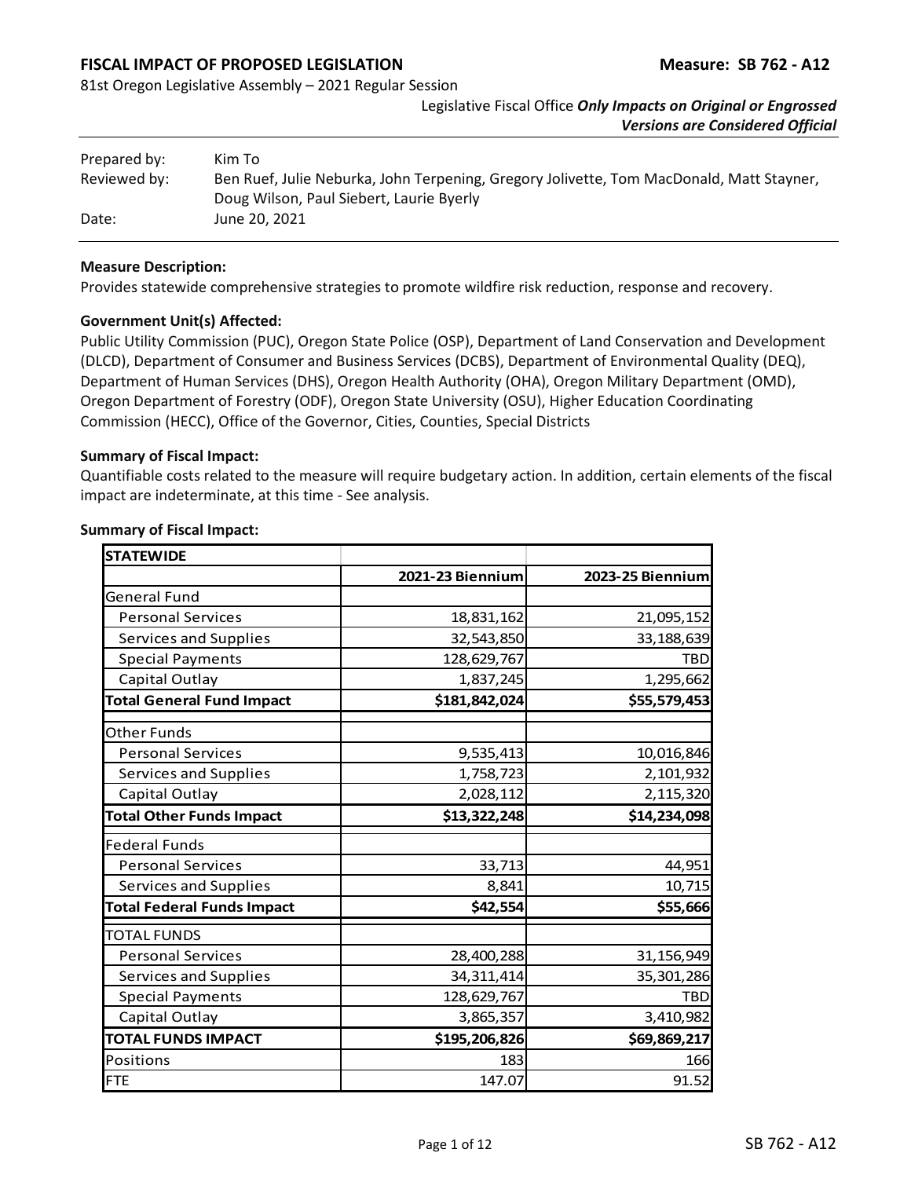**FISCAL IMPACT OF PROPOSED LEGISLATION** **Measure: SB 762 - A12**

81st Oregon Legislative Assembly – 2021 Regular Session

Legislative Fiscal Office ***Only Impacts on Original or Engrossed Versions are Considered Official***

| | |
|---|---|
| Prepared by: | Kim To |
| Reviewed by: | Ben Ruef, Julie Neburka, John Terpening, Gregory Jolivette, Tom MacDonald, Matt Stayner, Doug Wilson, Paul Siebert, Laurie Byerly |
| Date: | June 20, 2021 |

**Measure Description:**

Provides statewide comprehensive strategies to promote wildfire risk reduction, response and recovery.

**Government Unit(s) Affected:**

Public Utility Commission (PUC), Oregon State Police (OSP), Department of Land Conservation and Development (DLCD), Department of Consumer and Business Services (DCBS), Department of Environmental Quality (DEQ), Department of Human Services (DHS), Oregon Health Authority (OHA), Oregon Military Department (OMD), Oregon Department of Forestry (ODF), Oregon State University (OSU), Higher Education Coordinating Commission (HECC), Office of the Governor, Cities, Counties, Special Districts

**Summary of Fiscal Impact:**

Quantifiable costs related to the measure will require budgetary action. In addition, certain elements of the fiscal impact are indeterminate, at this time - See analysis.

**Summary of Fiscal Impact:**

| **STATEWIDE** | | |
|---|---|---|
| | **2021-23 Biennium** | **2023-25 Biennium** |
| General Fund | | |
| Personal Services | 18,831,162 | 21,095,152 |
| Services and Supplies | 32,543,850 | 33,188,639 |
| Special Payments | 128,629,767 | TBD |
| Capital Outlay | 1,837,245 | 1,295,662 |
| **Total General Fund Impact** | **$181,842,024** | **$55,579,453** |
| Other Funds | | |
| Personal Services | 9,535,413 | 10,016,846 |
| Services and Supplies | 1,758,723 | 2,101,932 |
| Capital Outlay | 2,028,112 | 2,115,320 |
| **Total Other Funds Impact** | **$13,322,248** | **$14,234,098** |
| Federal Funds | | |
| Personal Services | 33,713 | 44,951 |
| Services and Supplies | 8,841 | 10,715 |
| **Total Federal Funds Impact** | **$42,554** | **$55,666** |
| TOTAL FUNDS | | |
| Personal Services | 28,400,288 | 31,156,949 |
| Services and Supplies | 34,311,414 | 35,301,286 |
| Special Payments | 128,629,767 | TBD |
| Capital Outlay | 3,865,357 | 3,410,982 |
| **TOTAL FUNDS IMPACT** | **$195,206,826** | **$69,869,217** |
| Positions | 183 | 166 |
| FTE | 147.07 | 91.52 |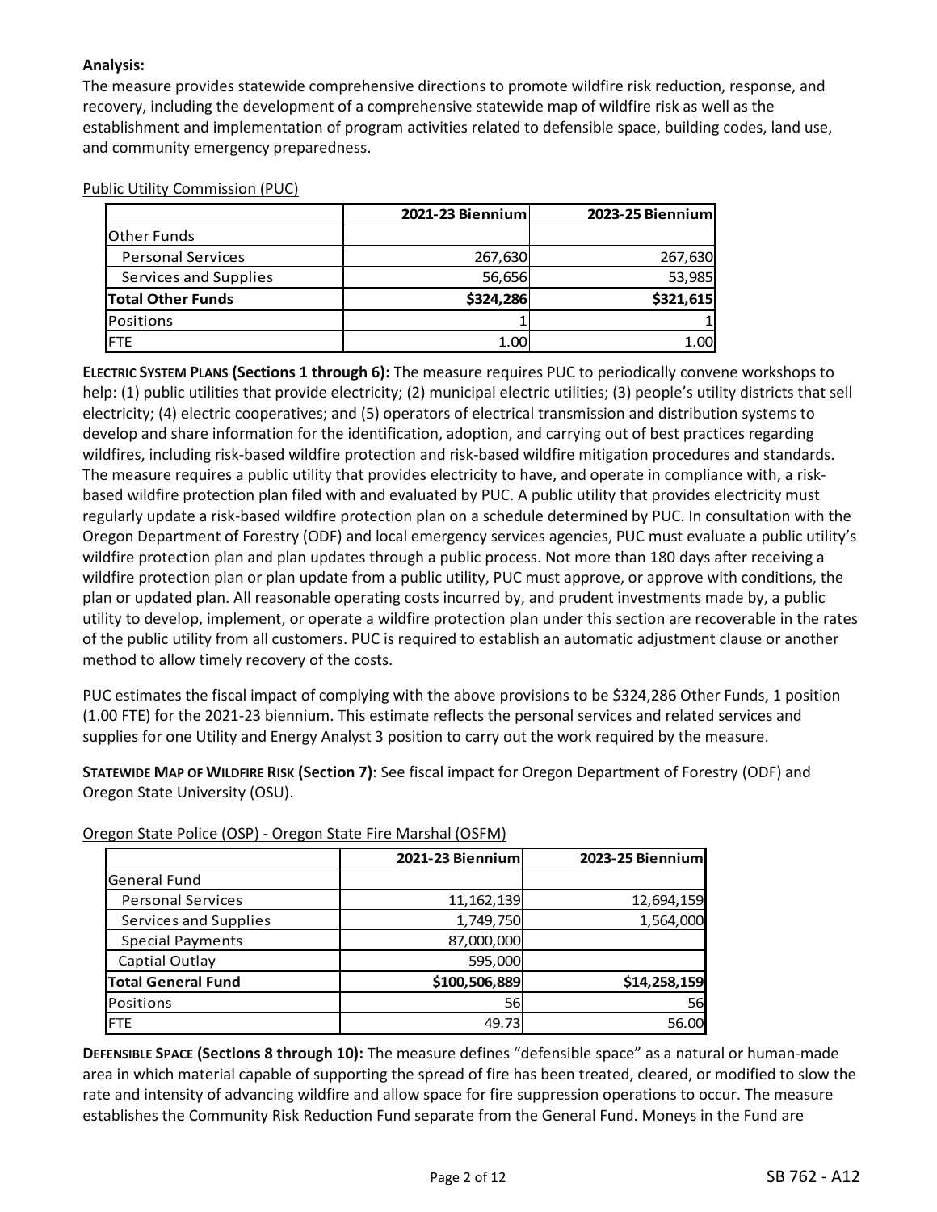**Analysis:**
The measure provides statewide comprehensive directions to promote wildfire risk reduction, response, and recovery, including the development of a comprehensive statewide map of wildfire risk as well as the establishment and implementation of program activities related to defensible space, building codes, land use, and community emergency preparedness.

Public Utility Commission (PUC)

| | 2021-23 Biennium | 2023-25 Biennium |
|---|---|---|
| Other Funds | | |
| Personal Services | 267,630 | 267,630 |
| Services and Supplies | 56,656 | 53,985 |
| **Total Other Funds** | **$324,286** | **$321,615** |
| Positions | 1 | 1 |
| FTE | 1.00 | 1.00 |

**ELECTRIC SYSTEM PLANS (Sections 1 through 6):** The measure requires PUC to periodically convene workshops to help: (1) public utilities that provide electricity; (2) municipal electric utilities; (3) people's utility districts that sell electricity; (4) electric cooperatives; and (5) operators of electrical transmission and distribution systems to develop and share information for the identification, adoption, and carrying out of best practices regarding wildfires, including risk-based wildfire protection and risk-based wildfire mitigation procedures and standards. The measure requires a public utility that provides electricity to have, and operate in compliance with, a risk-based wildfire protection plan filed with and evaluated by PUC. A public utility that provides electricity must regularly update a risk-based wildfire protection plan on a schedule determined by PUC. In consultation with the Oregon Department of Forestry (ODF) and local emergency services agencies, PUC must evaluate a public utility's wildfire protection plan and plan updates through a public process. Not more than 180 days after receiving a wildfire protection plan or plan update from a public utility, PUC must approve, or approve with conditions, the plan or updated plan. All reasonable operating costs incurred by, and prudent investments made by, a public utility to develop, implement, or operate a wildfire protection plan under this section are recoverable in the rates of the public utility from all customers. PUC is required to establish an automatic adjustment clause or another method to allow timely recovery of the costs.

PUC estimates the fiscal impact of complying with the above provisions to be $324,286 Other Funds, 1 position (1.00 FTE) for the 2021-23 biennium. This estimate reflects the personal services and related services and supplies for one Utility and Energy Analyst 3 position to carry out the work required by the measure.

**STATEWIDE MAP OF WILDFIRE RISK (Section 7)**: See fiscal impact for Oregon Department of Forestry (ODF) and Oregon State University (OSU).

Oregon State Police (OSP) - Oregon State Fire Marshal (OSFM)

| | 2021-23 Biennium | 2023-25 Biennium |
|---|---|---|
| General Fund | | |
| Personal Services | 11,162,139 | 12,694,159 |
| Services and Supplies | 1,749,750 | 1,564,000 |
| Special Payments | 87,000,000 | |
| Captial Outlay | 595,000 | |
| **Total General Fund** | **$100,506,889** | **$14,258,159** |
| Positions | 56 | 56 |
| FTE | 49.73 | 56.00 |

**DEFENSIBLE SPACE (Sections 8 through 10):** The measure defines "defensible space" as a natural or human-made area in which material capable of supporting the spread of fire has been treated, cleared, or modified to slow the rate and intensity of advancing wildfire and allow space for fire suppression operations to occur. The measure establishes the Community Risk Reduction Fund separate from the General Fund. Moneys in the Fund are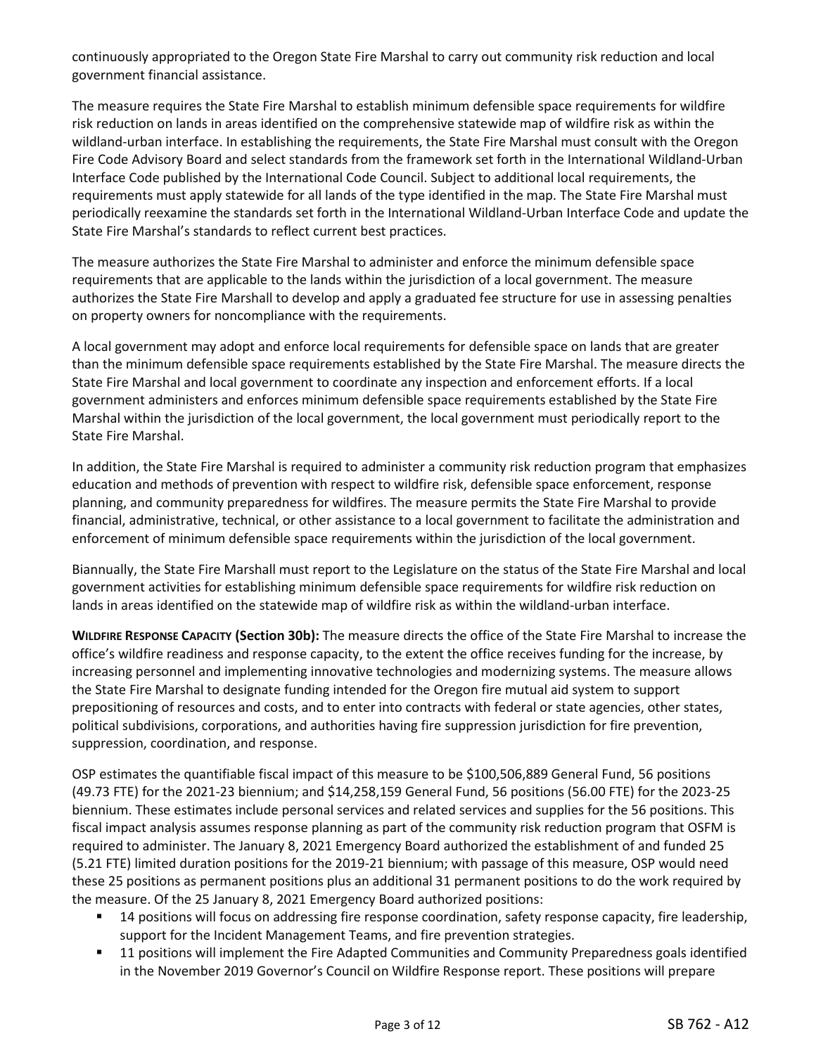continuously appropriated to the Oregon State Fire Marshal to carry out community risk reduction and local government financial assistance.

The measure requires the State Fire Marshal to establish minimum defensible space requirements for wildfire risk reduction on lands in areas identified on the comprehensive statewide map of wildfire risk as within the wildland-urban interface. In establishing the requirements, the State Fire Marshal must consult with the Oregon Fire Code Advisory Board and select standards from the framework set forth in the International Wildland-Urban Interface Code published by the International Code Council. Subject to additional local requirements, the requirements must apply statewide for all lands of the type identified in the map. The State Fire Marshal must periodically reexamine the standards set forth in the International Wildland-Urban Interface Code and update the State Fire Marshal's standards to reflect current best practices.

The measure authorizes the State Fire Marshal to administer and enforce the minimum defensible space requirements that are applicable to the lands within the jurisdiction of a local government. The measure authorizes the State Fire Marshall to develop and apply a graduated fee structure for use in assessing penalties on property owners for noncompliance with the requirements.

A local government may adopt and enforce local requirements for defensible space on lands that are greater than the minimum defensible space requirements established by the State Fire Marshal. The measure directs the State Fire Marshal and local government to coordinate any inspection and enforcement efforts. If a local government administers and enforces minimum defensible space requirements established by the State Fire Marshal within the jurisdiction of the local government, the local government must periodically report to the State Fire Marshal.

In addition, the State Fire Marshal is required to administer a community risk reduction program that emphasizes education and methods of prevention with respect to wildfire risk, defensible space enforcement, response planning, and community preparedness for wildfires. The measure permits the State Fire Marshal to provide financial, administrative, technical, or other assistance to a local government to facilitate the administration and enforcement of minimum defensible space requirements within the jurisdiction of the local government.

Biannually, the State Fire Marshall must report to the Legislature on the status of the State Fire Marshal and local government activities for establishing minimum defensible space requirements for wildfire risk reduction on lands in areas identified on the statewide map of wildfire risk as within the wildland-urban interface.

**WILDFIRE RESPONSE CAPACITY (Section 30b):** The measure directs the office of the State Fire Marshal to increase the office's wildfire readiness and response capacity, to the extent the office receives funding for the increase, by increasing personnel and implementing innovative technologies and modernizing systems. The measure allows the State Fire Marshal to designate funding intended for the Oregon fire mutual aid system to support prepositioning of resources and costs, and to enter into contracts with federal or state agencies, other states, political subdivisions, corporations, and authorities having fire suppression jurisdiction for fire prevention, suppression, coordination, and response.

OSP estimates the quantifiable fiscal impact of this measure to be $100,506,889 General Fund, 56 positions (49.73 FTE) for the 2021-23 biennium; and $14,258,159 General Fund, 56 positions (56.00 FTE) for the 2023-25 biennium. These estimates include personal services and related services and supplies for the 56 positions. This fiscal impact analysis assumes response planning as part of the community risk reduction program that OSFM is required to administer. The January 8, 2021 Emergency Board authorized the establishment of and funded 25 (5.21 FTE) limited duration positions for the 2019-21 biennium; with passage of this measure, OSP would need these 25 positions as permanent positions plus an additional 31 permanent positions to do the work required by the measure. Of the 25 January 8, 2021 Emergency Board authorized positions:

- 14 positions will focus on addressing fire response coordination, safety response capacity, fire leadership, support for the Incident Management Teams, and fire prevention strategies.
- 11 positions will implement the Fire Adapted Communities and Community Preparedness goals identified in the November 2019 Governor's Council on Wildfire Response report. These positions will prepare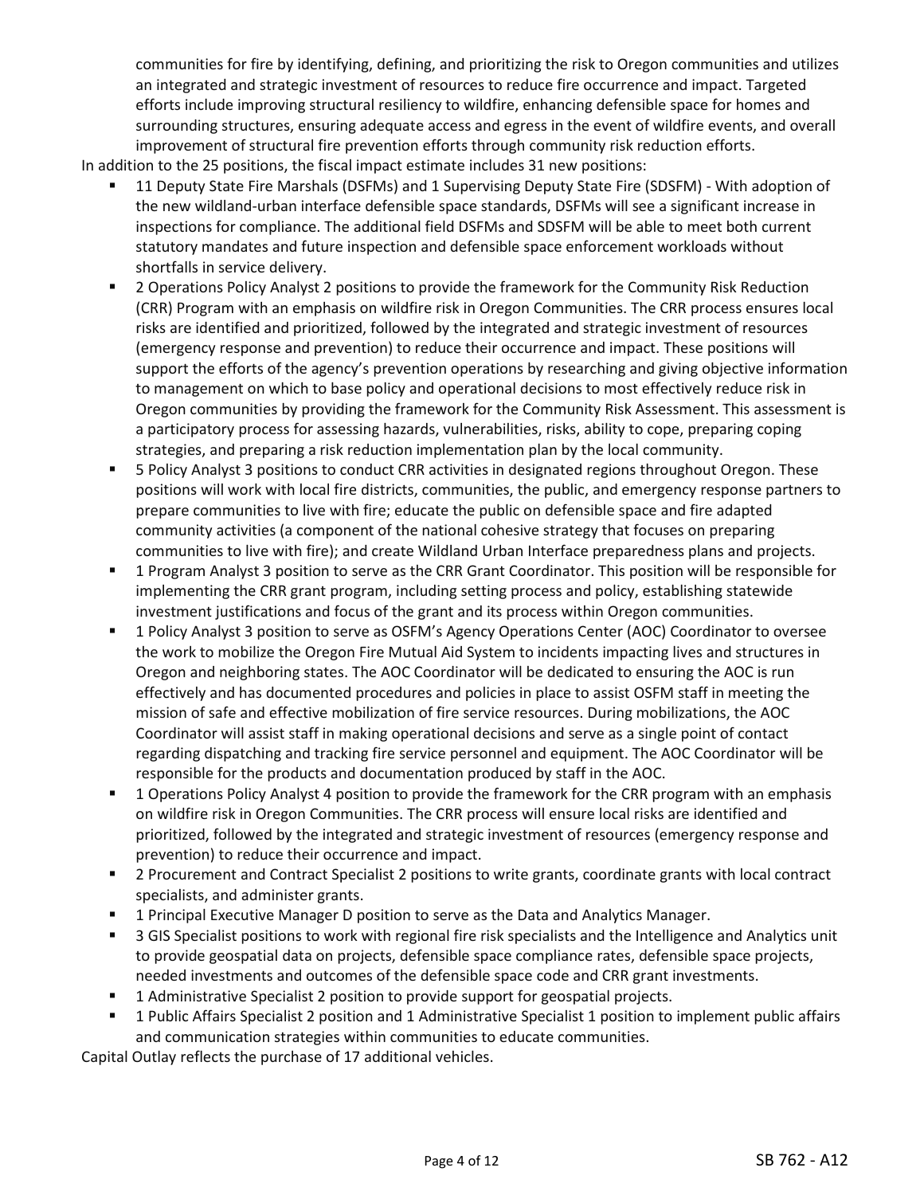communities for fire by identifying, defining, and prioritizing the risk to Oregon communities and utilizes an integrated and strategic investment of resources to reduce fire occurrence and impact. Targeted efforts include improving structural resiliency to wildfire, enhancing defensible space for homes and surrounding structures, ensuring adequate access and egress in the event of wildfire events, and overall improvement of structural fire prevention efforts through community risk reduction efforts.

In addition to the 25 positions, the fiscal impact estimate includes 31 new positions:

- 11 Deputy State Fire Marshals (DSFMs) and 1 Supervising Deputy State Fire (SDSFM) - With adoption of the new wildland-urban interface defensible space standards, DSFMs will see a significant increase in inspections for compliance. The additional field DSFMs and SDSFM will be able to meet both current statutory mandates and future inspection and defensible space enforcement workloads without shortfalls in service delivery.
- 2 Operations Policy Analyst 2 positions to provide the framework for the Community Risk Reduction (CRR) Program with an emphasis on wildfire risk in Oregon Communities. The CRR process ensures local risks are identified and prioritized, followed by the integrated and strategic investment of resources (emergency response and prevention) to reduce their occurrence and impact. These positions will support the efforts of the agency's prevention operations by researching and giving objective information to management on which to base policy and operational decisions to most effectively reduce risk in Oregon communities by providing the framework for the Community Risk Assessment. This assessment is a participatory process for assessing hazards, vulnerabilities, risks, ability to cope, preparing coping strategies, and preparing a risk reduction implementation plan by the local community.
- 5 Policy Analyst 3 positions to conduct CRR activities in designated regions throughout Oregon. These positions will work with local fire districts, communities, the public, and emergency response partners to prepare communities to live with fire; educate the public on defensible space and fire adapted community activities (a component of the national cohesive strategy that focuses on preparing communities to live with fire); and create Wildland Urban Interface preparedness plans and projects.
- 1 Program Analyst 3 position to serve as the CRR Grant Coordinator. This position will be responsible for implementing the CRR grant program, including setting process and policy, establishing statewide investment justifications and focus of the grant and its process within Oregon communities.
- 1 Policy Analyst 3 position to serve as OSFM's Agency Operations Center (AOC) Coordinator to oversee the work to mobilize the Oregon Fire Mutual Aid System to incidents impacting lives and structures in Oregon and neighboring states. The AOC Coordinator will be dedicated to ensuring the AOC is run effectively and has documented procedures and policies in place to assist OSFM staff in meeting the mission of safe and effective mobilization of fire service resources. During mobilizations, the AOC Coordinator will assist staff in making operational decisions and serve as a single point of contact regarding dispatching and tracking fire service personnel and equipment. The AOC Coordinator will be responsible for the products and documentation produced by staff in the AOC.
- 1 Operations Policy Analyst 4 position to provide the framework for the CRR program with an emphasis on wildfire risk in Oregon Communities. The CRR process will ensure local risks are identified and prioritized, followed by the integrated and strategic investment of resources (emergency response and prevention) to reduce their occurrence and impact.
- 2 Procurement and Contract Specialist 2 positions to write grants, coordinate grants with local contract specialists, and administer grants.
- 1 Principal Executive Manager D position to serve as the Data and Analytics Manager.
- 3 GIS Specialist positions to work with regional fire risk specialists and the Intelligence and Analytics unit to provide geospatial data on projects, defensible space compliance rates, defensible space projects, needed investments and outcomes of the defensible space code and CRR grant investments.
- 1 Administrative Specialist 2 position to provide support for geospatial projects.
- 1 Public Affairs Specialist 2 position and 1 Administrative Specialist 1 position to implement public affairs and communication strategies within communities to educate communities.

Capital Outlay reflects the purchase of 17 additional vehicles.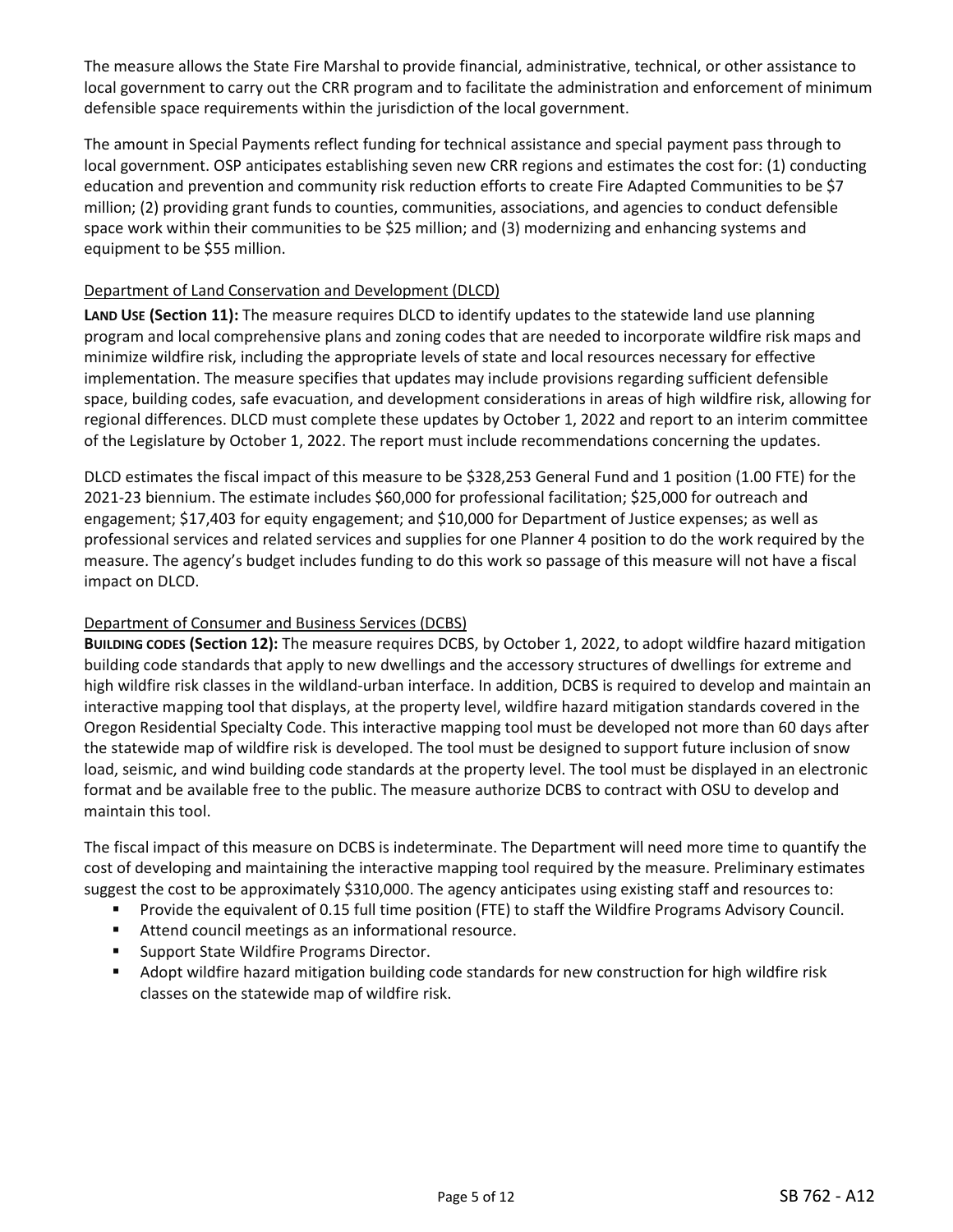The measure allows the State Fire Marshal to provide financial, administrative, technical, or other assistance to local government to carry out the CRR program and to facilitate the administration and enforcement of minimum defensible space requirements within the jurisdiction of the local government.

The amount in Special Payments reflect funding for technical assistance and special payment pass through to local government. OSP anticipates establishing seven new CRR regions and estimates the cost for: (1) conducting education and prevention and community risk reduction efforts to create Fire Adapted Communities to be $7 million; (2) providing grant funds to counties, communities, associations, and agencies to conduct defensible space work within their communities to be $25 million; and (3) modernizing and enhancing systems and equipment to be $55 million.

Department of Land Conservation and Development (DLCD)

**LAND USE (Section 11):** The measure requires DLCD to identify updates to the statewide land use planning program and local comprehensive plans and zoning codes that are needed to incorporate wildfire risk maps and minimize wildfire risk, including the appropriate levels of state and local resources necessary for effective implementation. The measure specifies that updates may include provisions regarding sufficient defensible space, building codes, safe evacuation, and development considerations in areas of high wildfire risk, allowing for regional differences. DLCD must complete these updates by October 1, 2022 and report to an interim committee of the Legislature by October 1, 2022. The report must include recommendations concerning the updates.

DLCD estimates the fiscal impact of this measure to be $328,253 General Fund and 1 position (1.00 FTE) for the 2021-23 biennium. The estimate includes $60,000 for professional facilitation; $25,000 for outreach and engagement; $17,403 for equity engagement; and $10,000 for Department of Justice expenses; as well as professional services and related services and supplies for one Planner 4 position to do the work required by the measure. The agency's budget includes funding to do this work so passage of this measure will not have a fiscal impact on DLCD.

Department of Consumer and Business Services (DCBS)

**BUILDING CODES (Section 12):** The measure requires DCBS, by October 1, 2022, to adopt wildfire hazard mitigation building code standards that apply to new dwellings and the accessory structures of dwellings for extreme and high wildfire risk classes in the wildland-urban interface. In addition, DCBS is required to develop and maintain an interactive mapping tool that displays, at the property level, wildfire hazard mitigation standards covered in the Oregon Residential Specialty Code. This interactive mapping tool must be developed not more than 60 days after the statewide map of wildfire risk is developed. The tool must be designed to support future inclusion of snow load, seismic, and wind building code standards at the property level. The tool must be displayed in an electronic format and be available free to the public. The measure authorize DCBS to contract with OSU to develop and maintain this tool.

The fiscal impact of this measure on DCBS is indeterminate. The Department will need more time to quantify the cost of developing and maintaining the interactive mapping tool required by the measure. Preliminary estimates suggest the cost to be approximately $310,000. The agency anticipates using existing staff and resources to:

- Provide the equivalent of 0.15 full time position (FTE) to staff the Wildfire Programs Advisory Council.
- Attend council meetings as an informational resource.
- Support State Wildfire Programs Director.
- Adopt wildfire hazard mitigation building code standards for new construction for high wildfire risk classes on the statewide map of wildfire risk.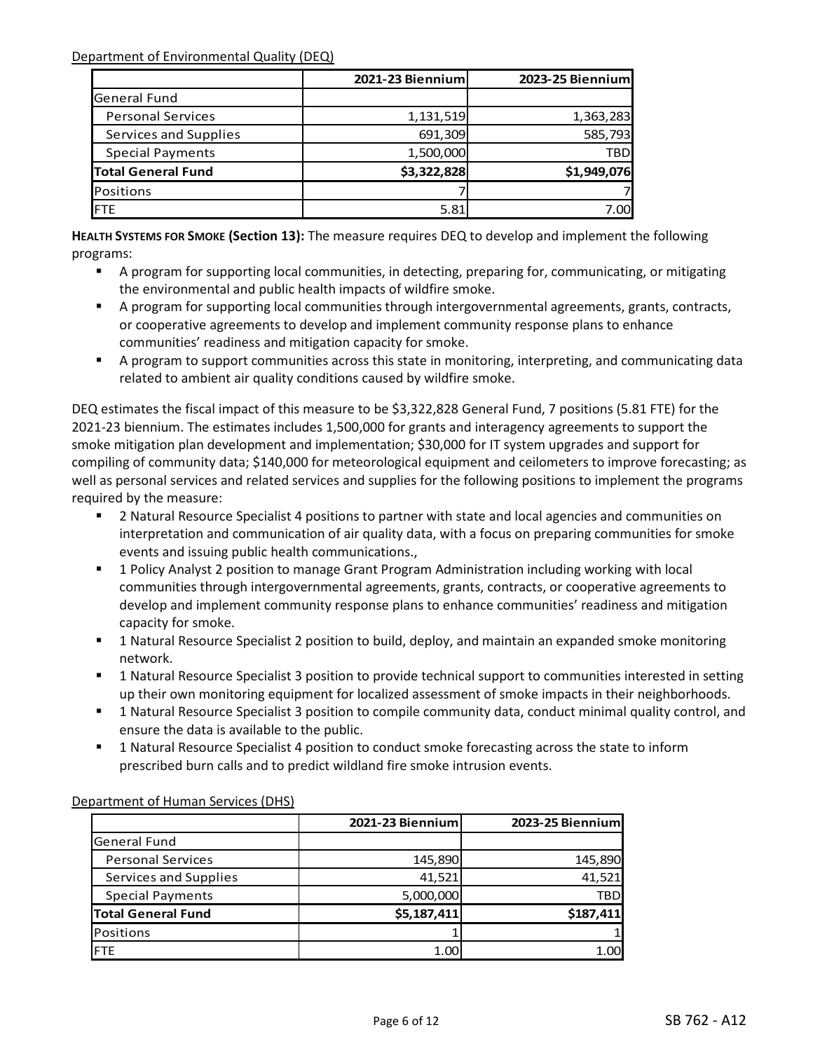Department of Environmental Quality (DEQ)

| | 2021-23 Biennium | 2023-25 Biennium |
|---|---|---|
| General Fund | | |
| Personal Services | 1,131,519 | 1,363,283 |
| Services and Supplies | 691,309 | 585,793 |
| Special Payments | 1,500,000 | TBD |
| **Total General Fund** | **$3,322,828** | **$1,949,076** |
| Positions | 7 | 7 |
| FTE | 5.81 | 7.00 |

**HEALTH SYSTEMS FOR SMOKE (Section 13):** The measure requires DEQ to develop and implement the following programs:

- A program for supporting local communities, in detecting, preparing for, communicating, or mitigating the environmental and public health impacts of wildfire smoke.
- A program for supporting local communities through intergovernmental agreements, grants, contracts, or cooperative agreements to develop and implement community response plans to enhance communities' readiness and mitigation capacity for smoke.
- A program to support communities across this state in monitoring, interpreting, and communicating data related to ambient air quality conditions caused by wildfire smoke.

DEQ estimates the fiscal impact of this measure to be $3,322,828 General Fund, 7 positions (5.81 FTE) for the 2021-23 biennium. The estimates includes 1,500,000 for grants and interagency agreements to support the smoke mitigation plan development and implementation; $30,000 for IT system upgrades and support for compiling of community data; $140,000 for meteorological equipment and ceilometers to improve forecasting; as well as personal services and related services and supplies for the following positions to implement the programs required by the measure:

- 2 Natural Resource Specialist 4 positions to partner with state and local agencies and communities on interpretation and communication of air quality data, with a focus on preparing communities for smoke events and issuing public health communications.,
- 1 Policy Analyst 2 position to manage Grant Program Administration including working with local communities through intergovernmental agreements, grants, contracts, or cooperative agreements to develop and implement community response plans to enhance communities' readiness and mitigation capacity for smoke.
- 1 Natural Resource Specialist 2 position to build, deploy, and maintain an expanded smoke monitoring network.
- 1 Natural Resource Specialist 3 position to provide technical support to communities interested in setting up their own monitoring equipment for localized assessment of smoke impacts in their neighborhoods.
- 1 Natural Resource Specialist 3 position to compile community data, conduct minimal quality control, and ensure the data is available to the public.
- 1 Natural Resource Specialist 4 position to conduct smoke forecasting across the state to inform prescribed burn calls and to predict wildland fire smoke intrusion events.

Department of Human Services (DHS)

| | 2021-23 Biennium | 2023-25 Biennium |
|---|---|---|
| General Fund | | |
| Personal Services | 145,890 | 145,890 |
| Services and Supplies | 41,521 | 41,521 |
| Special Payments | 5,000,000 | TBD |
| **Total General Fund** | **$5,187,411** | **$187,411** |
| Positions | 1 | 1 |
| FTE | 1.00 | 1.00 |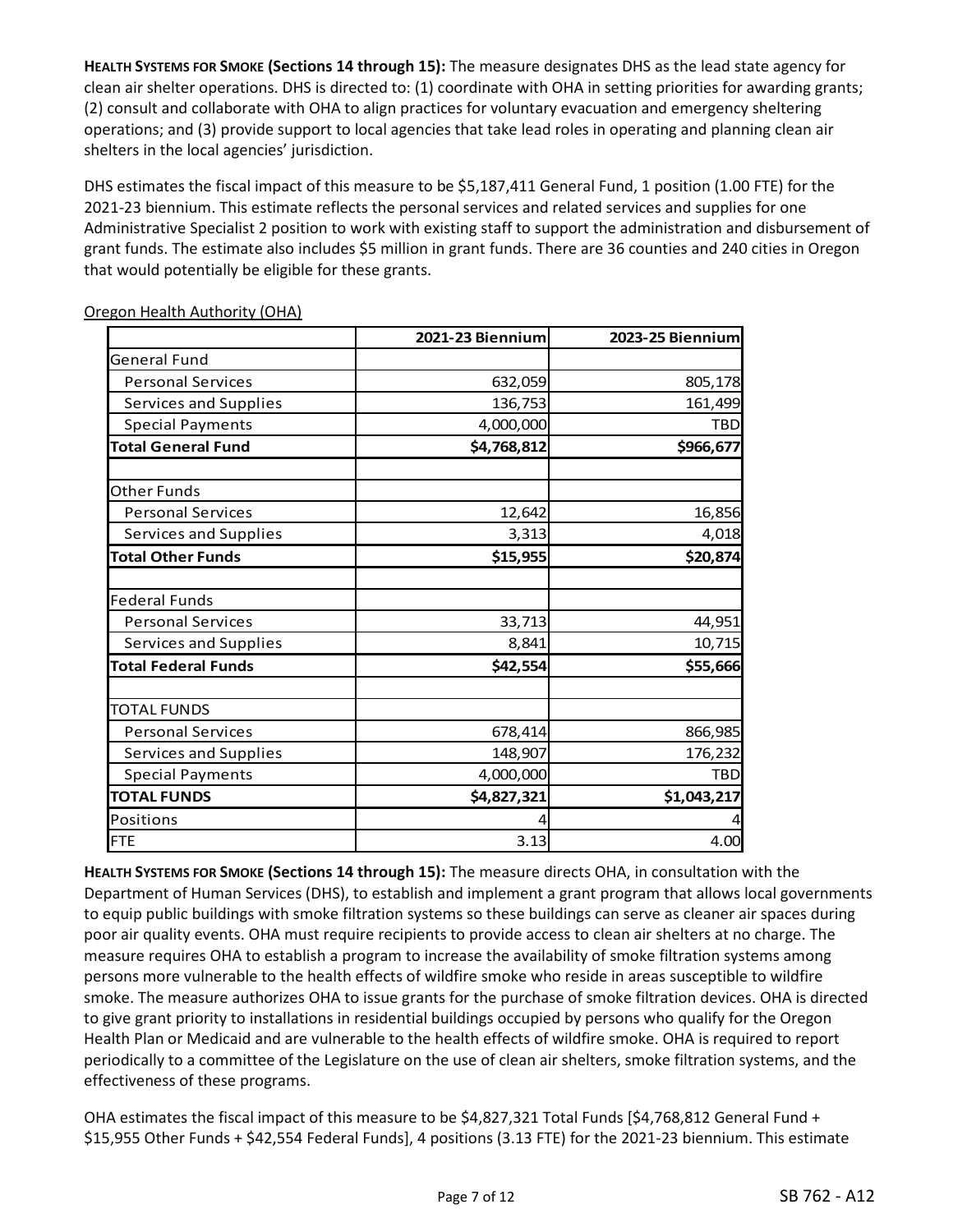**HEALTH SYSTEMS FOR SMOKE (Sections 14 through 15):** The measure designates DHS as the lead state agency for clean air shelter operations. DHS is directed to: (1) coordinate with OHA in setting priorities for awarding grants; (2) consult and collaborate with OHA to align practices for voluntary evacuation and emergency sheltering operations; and (3) provide support to local agencies that take lead roles in operating and planning clean air shelters in the local agencies' jurisdiction.

DHS estimates the fiscal impact of this measure to be $5,187,411 General Fund, 1 position (1.00 FTE) for the 2021-23 biennium. This estimate reflects the personal services and related services and supplies for one Administrative Specialist 2 position to work with existing staff to support the administration and disbursement of grant funds. The estimate also includes $5 million in grant funds. There are 36 counties and 240 cities in Oregon that would potentially be eligible for these grants.

Oregon Health Authority (OHA)

| | 2021-23 Biennium | 2023-25 Biennium |
|---|---|---|
| General Fund | | |
| Personal Services | 632,059 | 805,178 |
| Services and Supplies | 136,753 | 161,499 |
| Special Payments | 4,000,000 | TBD |
| **Total General Fund** | **$4,768,812** | **$966,677** |
| | | |
| Other Funds | | |
| Personal Services | 12,642 | 16,856 |
| Services and Supplies | 3,313 | 4,018 |
| **Total Other Funds** | **$15,955** | **$20,874** |
| | | |
| Federal Funds | | |
| Personal Services | 33,713 | 44,951 |
| Services and Supplies | 8,841 | 10,715 |
| **Total Federal Funds** | **$42,554** | **$55,666** |
| | | |
| TOTAL FUNDS | | |
| Personal Services | 678,414 | 866,985 |
| Services and Supplies | 148,907 | 176,232 |
| Special Payments | 4,000,000 | TBD |
| **TOTAL FUNDS** | **$4,827,321** | **$1,043,217** |
| Positions | 4 | 4 |
| FTE | 3.13 | 4.00 |

**HEALTH SYSTEMS FOR SMOKE (Sections 14 through 15):** The measure directs OHA, in consultation with the Department of Human Services (DHS), to establish and implement a grant program that allows local governments to equip public buildings with smoke filtration systems so these buildings can serve as cleaner air spaces during poor air quality events. OHA must require recipients to provide access to clean air shelters at no charge. The measure requires OHA to establish a program to increase the availability of smoke filtration systems among persons more vulnerable to the health effects of wildfire smoke who reside in areas susceptible to wildfire smoke. The measure authorizes OHA to issue grants for the purchase of smoke filtration devices. OHA is directed to give grant priority to installations in residential buildings occupied by persons who qualify for the Oregon Health Plan or Medicaid and are vulnerable to the health effects of wildfire smoke. OHA is required to report periodically to a committee of the Legislature on the use of clean air shelters, smoke filtration systems, and the effectiveness of these programs.

OHA estimates the fiscal impact of this measure to be $4,827,321 Total Funds [$4,768,812 General Fund + $15,955 Other Funds + $42,554 Federal Funds], 4 positions (3.13 FTE) for the 2021-23 biennium. This estimate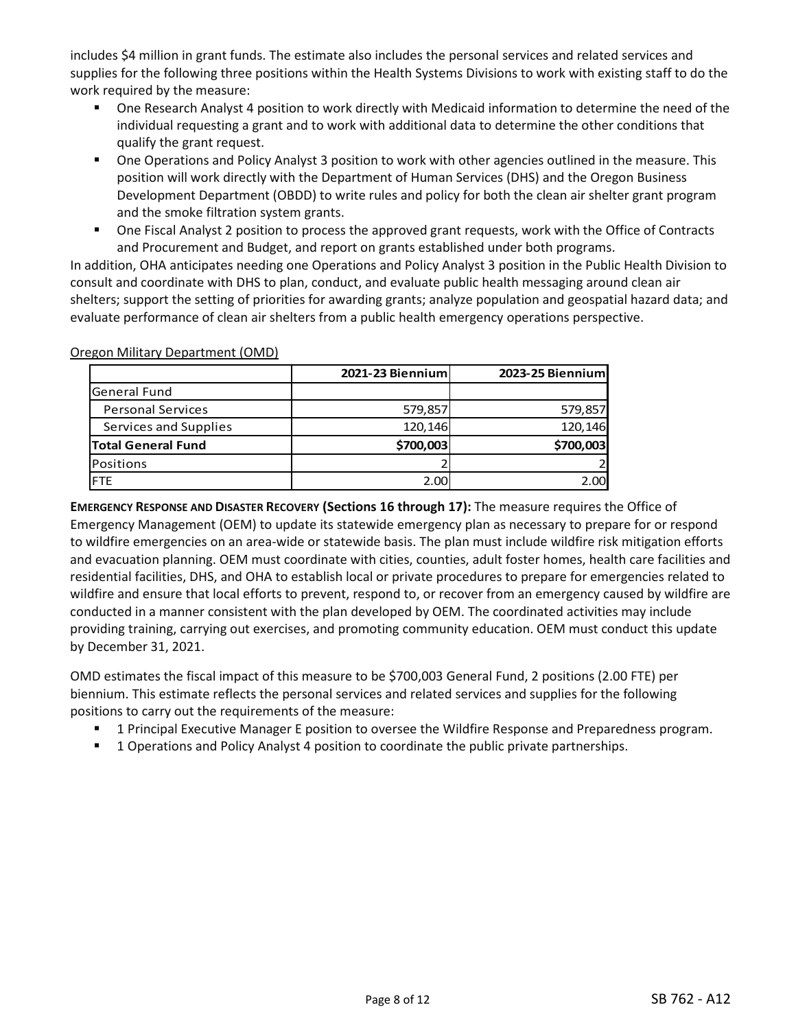includes $4 million in grant funds. The estimate also includes the personal services and related services and supplies for the following three positions within the Health Systems Divisions to work with existing staff to do the work required by the measure:

- One Research Analyst 4 position to work directly with Medicaid information to determine the need of the individual requesting a grant and to work with additional data to determine the other conditions that qualify the grant request.
- One Operations and Policy Analyst 3 position to work with other agencies outlined in the measure. This position will work directly with the Department of Human Services (DHS) and the Oregon Business Development Department (OBDD) to write rules and policy for both the clean air shelter grant program and the smoke filtration system grants.
- One Fiscal Analyst 2 position to process the approved grant requests, work with the Office of Contracts and Procurement and Budget, and report on grants established under both programs.

In addition, OHA anticipates needing one Operations and Policy Analyst 3 position in the Public Health Division to consult and coordinate with DHS to plan, conduct, and evaluate public health messaging around clean air shelters; support the setting of priorities for awarding grants; analyze population and geospatial hazard data; and evaluate performance of clean air shelters from a public health emergency operations perspective.

Oregon Military Department (OMD)

| | 2021-23 Biennium | 2023-25 Biennium |
|---|---|---|
| General Fund | | |
| Personal Services | 579,857 | 579,857 |
| Services and Supplies | 120,146 | 120,146 |
| **Total General Fund** | **$700,003** | **$700,003** |
| Positions | 2 | 2 |
| FTE | 2.00 | 2.00 |

**EMERGENCY RESPONSE AND DISASTER RECOVERY (Sections 16 through 17):** The measure requires the Office of Emergency Management (OEM) to update its statewide emergency plan as necessary to prepare for or respond to wildfire emergencies on an area-wide or statewide basis. The plan must include wildfire risk mitigation efforts and evacuation planning. OEM must coordinate with cities, counties, adult foster homes, health care facilities and residential facilities, DHS, and OHA to establish local or private procedures to prepare for emergencies related to wildfire and ensure that local efforts to prevent, respond to, or recover from an emergency caused by wildfire are conducted in a manner consistent with the plan developed by OEM. The coordinated activities may include providing training, carrying out exercises, and promoting community education. OEM must conduct this update by December 31, 2021.

OMD estimates the fiscal impact of this measure to be $700,003 General Fund, 2 positions (2.00 FTE) per biennium. This estimate reflects the personal services and related services and supplies for the following positions to carry out the requirements of the measure:

- 1 Principal Executive Manager E position to oversee the Wildfire Response and Preparedness program.
- 1 Operations and Policy Analyst 4 position to coordinate the public private partnerships.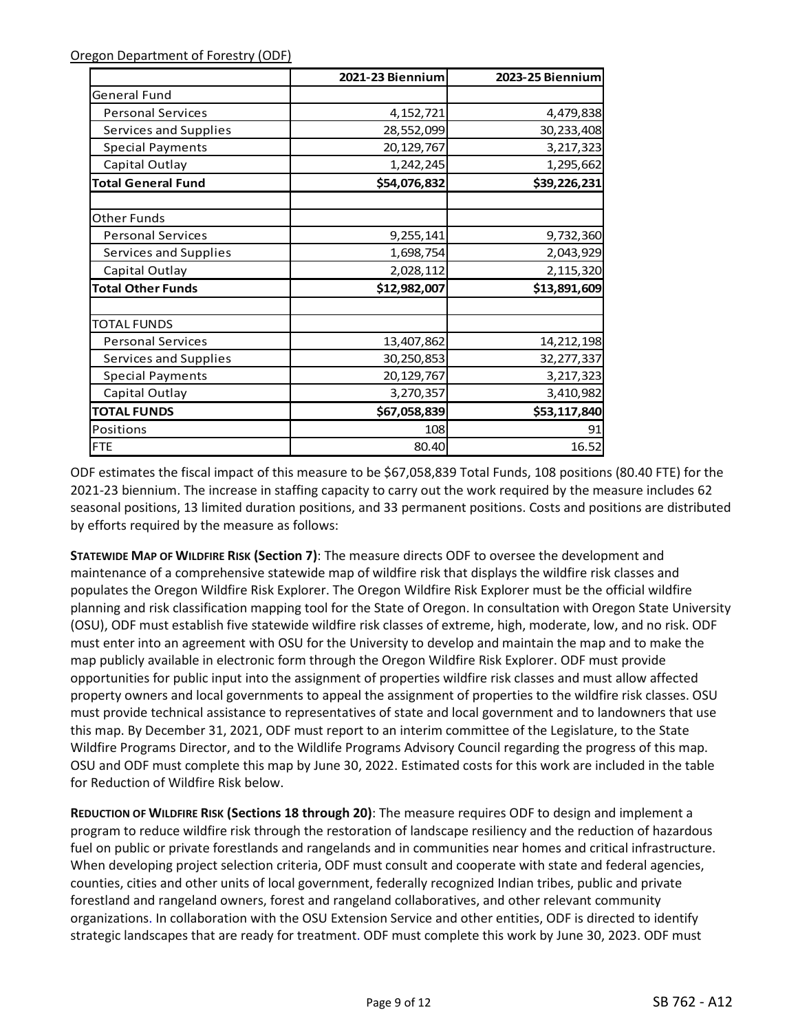Oregon Department of Forestry (ODF)

| | 2021-23 Biennium | 2023-25 Biennium |
|---|---|---|
| General Fund | | |
| Personal Services | 4,152,721 | 4,479,838 |
| Services and Supplies | 28,552,099 | 30,233,408 |
| Special Payments | 20,129,767 | 3,217,323 |
| Capital Outlay | 1,242,245 | 1,295,662 |
| **Total General Fund** | **$54,076,832** | **$39,226,231** |
| | | |
| Other Funds | | |
| Personal Services | 9,255,141 | 9,732,360 |
| Services and Supplies | 1,698,754 | 2,043,929 |
| Capital Outlay | 2,028,112 | 2,115,320 |
| **Total Other Funds** | **$12,982,007** | **$13,891,609** |
| | | |
| TOTAL FUNDS | | |
| Personal Services | 13,407,862 | 14,212,198 |
| Services and Supplies | 30,250,853 | 32,277,337 |
| Special Payments | 20,129,767 | 3,217,323 |
| Capital Outlay | 3,270,357 | 3,410,982 |
| **TOTAL FUNDS** | **$67,058,839** | **$53,117,840** |
| Positions | 108 | 91 |
| FTE | 80.40 | 16.52 |

ODF estimates the fiscal impact of this measure to be $67,058,839 Total Funds, 108 positions (80.40 FTE) for the 2021-23 biennium. The increase in staffing capacity to carry out the work required by the measure includes 62 seasonal positions, 13 limited duration positions, and 33 permanent positions. Costs and positions are distributed by efforts required by the measure as follows:

**STATEWIDE MAP OF WILDFIRE RISK (Section 7)**: The measure directs ODF to oversee the development and maintenance of a comprehensive statewide map of wildfire risk that displays the wildfire risk classes and populates the Oregon Wildfire Risk Explorer. The Oregon Wildfire Risk Explorer must be the official wildfire planning and risk classification mapping tool for the State of Oregon. In consultation with Oregon State University (OSU), ODF must establish five statewide wildfire risk classes of extreme, high, moderate, low, and no risk. ODF must enter into an agreement with OSU for the University to develop and maintain the map and to make the map publicly available in electronic form through the Oregon Wildfire Risk Explorer. ODF must provide opportunities for public input into the assignment of properties wildfire risk classes and must allow affected property owners and local governments to appeal the assignment of properties to the wildfire risk classes. OSU must provide technical assistance to representatives of state and local government and to landowners that use this map. By December 31, 2021, ODF must report to an interim committee of the Legislature, to the State Wildfire Programs Director, and to the Wildlife Programs Advisory Council regarding the progress of this map. OSU and ODF must complete this map by June 30, 2022. Estimated costs for this work are included in the table for Reduction of Wildfire Risk below.

**REDUCTION OF WILDFIRE RISK (Sections 18 through 20)**: The measure requires ODF to design and implement a program to reduce wildfire risk through the restoration of landscape resiliency and the reduction of hazardous fuel on public or private forestlands and rangelands and in communities near homes and critical infrastructure. When developing project selection criteria, ODF must consult and cooperate with state and federal agencies, counties, cities and other units of local government, federally recognized Indian tribes, public and private forestland and rangeland owners, forest and rangeland collaboratives, and other relevant community organizations. In collaboration with the OSU Extension Service and other entities, ODF is directed to identify strategic landscapes that are ready for treatment. ODF must complete this work by June 30, 2023. ODF must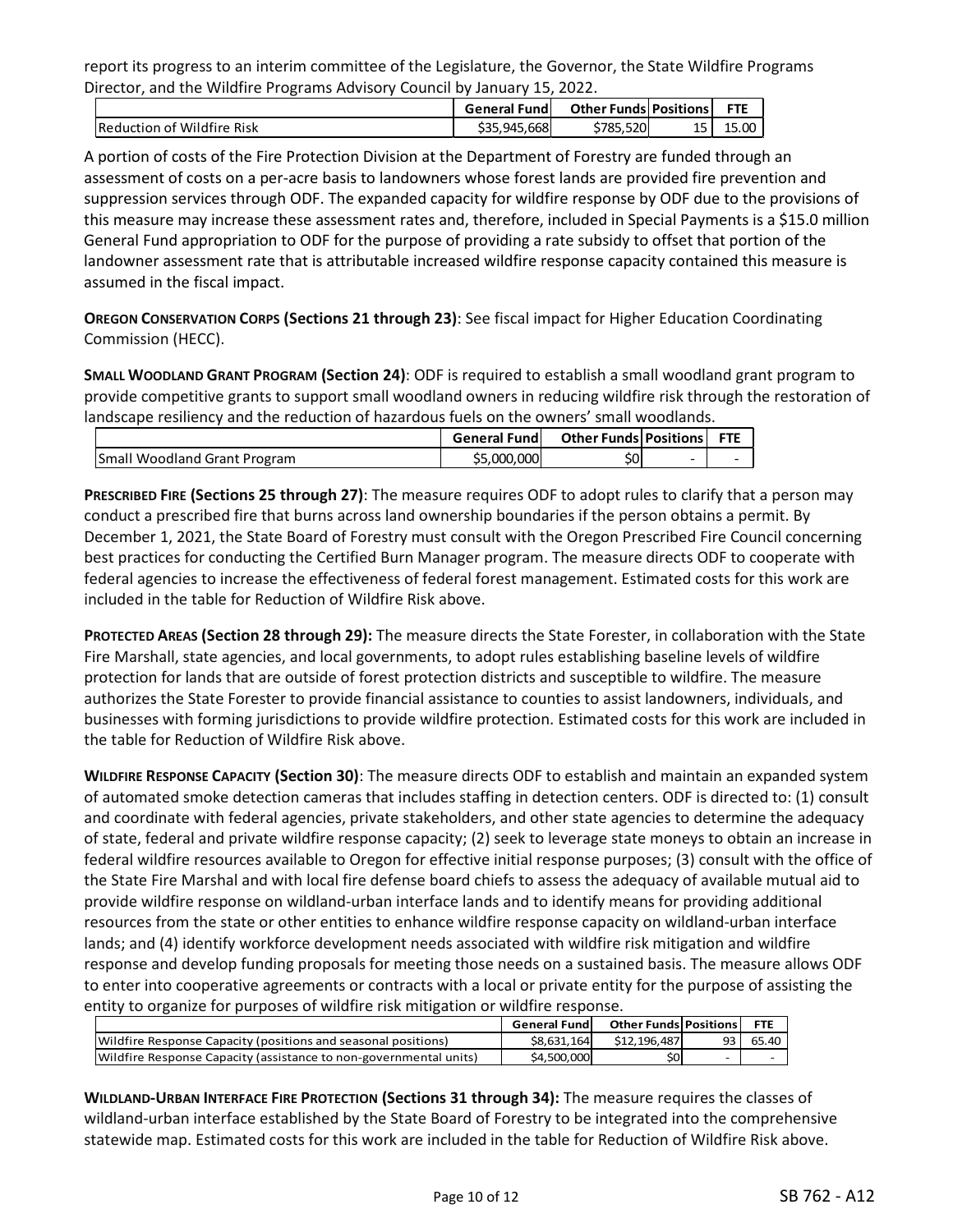report its progress to an interim committee of the Legislature, the Governor, the State Wildfire Programs Director, and the Wildfire Programs Advisory Council by January 15, 2022.

| | General Fund | Other Funds | Positions | FTE |
|---|---|---|---|---|
| Reduction of Wildfire Risk | $35,945,668 | $785,520 | 15 | 15.00 |

A portion of costs of the Fire Protection Division at the Department of Forestry are funded through an assessment of costs on a per-acre basis to landowners whose forest lands are provided fire prevention and suppression services through ODF. The expanded capacity for wildfire response by ODF due to the provisions of this measure may increase these assessment rates and, therefore, included in Special Payments is a $15.0 million General Fund appropriation to ODF for the purpose of providing a rate subsidy to offset that portion of the landowner assessment rate that is attributable increased wildfire response capacity contained this measure is assumed in the fiscal impact.

**OREGON CONSERVATION CORPS (Sections 21 through 23)**: See fiscal impact for Higher Education Coordinating Commission (HECC).

**SMALL WOODLAND GRANT PROGRAM (Section 24)**: ODF is required to establish a small woodland grant program to provide competitive grants to support small woodland owners in reducing wildfire risk through the restoration of landscape resiliency and the reduction of hazardous fuels on the owners' small woodlands.

| | General Fund | Other Funds | Positions | FTE |
|---|---|---|---|---|
| Small Woodland Grant Program | $5,000,000 | $0 | - | - |

**PRESCRIBED FIRE (Sections 25 through 27)**: The measure requires ODF to adopt rules to clarify that a person may conduct a prescribed fire that burns across land ownership boundaries if the person obtains a permit. By December 1, 2021, the State Board of Forestry must consult with the Oregon Prescribed Fire Council concerning best practices for conducting the Certified Burn Manager program. The measure directs ODF to cooperate with federal agencies to increase the effectiveness of federal forest management. Estimated costs for this work are included in the table for Reduction of Wildfire Risk above.

**PROTECTED AREAS (Section 28 through 29):** The measure directs the State Forester, in collaboration with the State Fire Marshall, state agencies, and local governments, to adopt rules establishing baseline levels of wildfire protection for lands that are outside of forest protection districts and susceptible to wildfire. The measure authorizes the State Forester to provide financial assistance to counties to assist landowners, individuals, and businesses with forming jurisdictions to provide wildfire protection. Estimated costs for this work are included in the table for Reduction of Wildfire Risk above.

**WILDFIRE RESPONSE CAPACITY (Section 30)**: The measure directs ODF to establish and maintain an expanded system of automated smoke detection cameras that includes staffing in detection centers. ODF is directed to: (1) consult and coordinate with federal agencies, private stakeholders, and other state agencies to determine the adequacy of state, federal and private wildfire response capacity; (2) seek to leverage state moneys to obtain an increase in federal wildfire resources available to Oregon for effective initial response purposes; (3) consult with the office of the State Fire Marshal and with local fire defense board chiefs to assess the adequacy of available mutual aid to provide wildfire response on wildland-urban interface lands and to identify means for providing additional resources from the state or other entities to enhance wildfire response capacity on wildland-urban interface lands; and (4) identify workforce development needs associated with wildfire risk mitigation and wildfire response and develop funding proposals for meeting those needs on a sustained basis. The measure allows ODF to enter into cooperative agreements or contracts with a local or private entity for the purpose of assisting the entity to organize for purposes of wildfire risk mitigation or wildfire response.

| | General Fund | Other Funds | Positions | FTE |
|---|---|---|---|---|
| Wildfire Response Capacity (positions and seasonal positions) | $8,631,164 | $12,196,487 | 93 | 65.40 |
| Wildfire Response Capacity (assistance to non-governmental units) | $4,500,000 | $0 | - | - |

**WILDLAND-URBAN INTERFACE FIRE PROTECTION (Sections 31 through 34):** The measure requires the classes of wildland-urban interface established by the State Board of Forestry to be integrated into the comprehensive statewide map. Estimated costs for this work are included in the table for Reduction of Wildfire Risk above.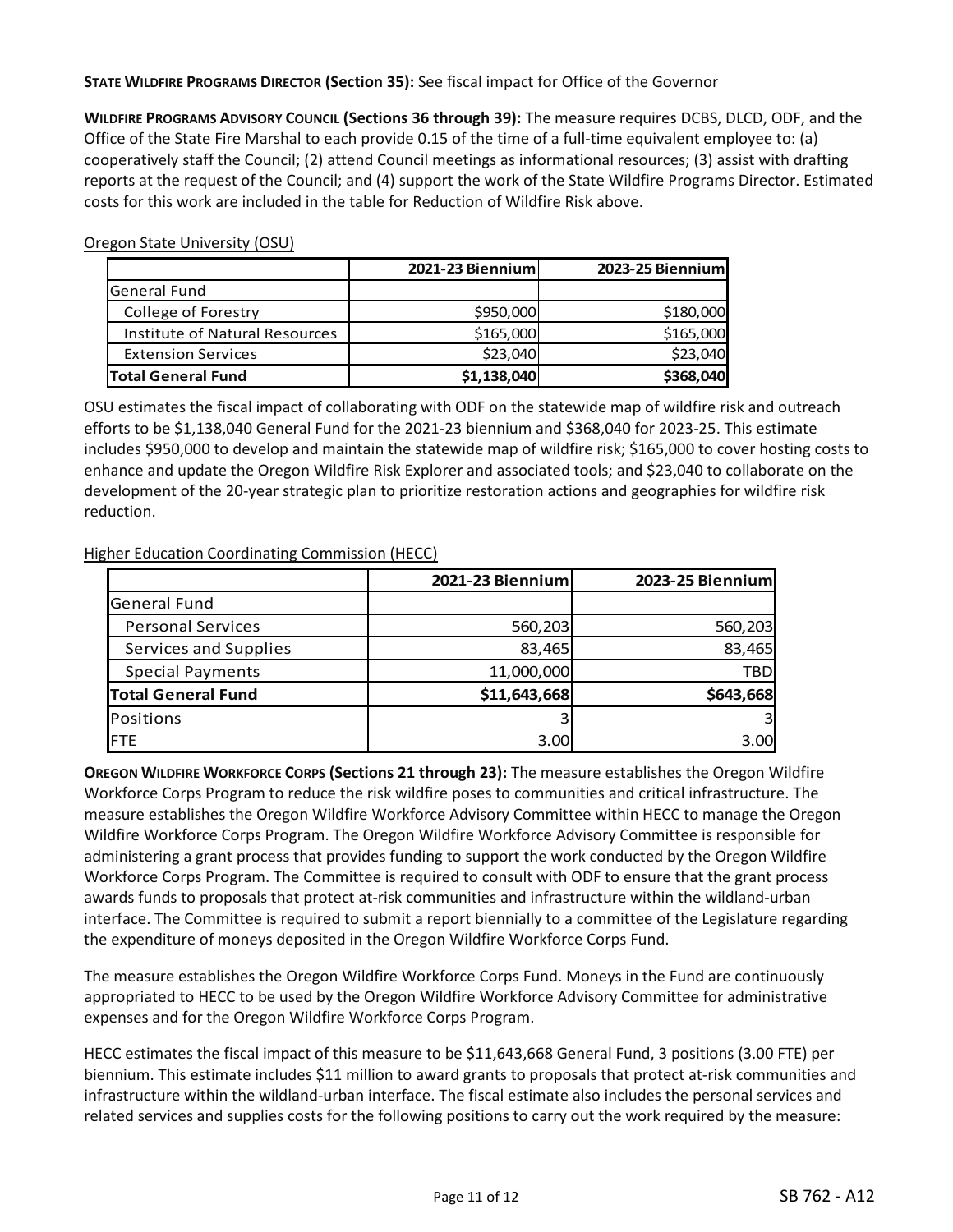**STATE WILDFIRE PROGRAMS DIRECTOR (Section 35):** See fiscal impact for Office of the Governor

**WILDFIRE PROGRAMS ADVISORY COUNCIL (Sections 36 through 39):** The measure requires DCBS, DLCD, ODF, and the Office of the State Fire Marshal to each provide 0.15 of the time of a full-time equivalent employee to: (a) cooperatively staff the Council; (2) attend Council meetings as informational resources; (3) assist with drafting reports at the request of the Council; and (4) support the work of the State Wildfire Programs Director. Estimated costs for this work are included in the table for Reduction of Wildfire Risk above.

Oregon State University (OSU)

| | 2021-23 Biennium | 2023-25 Biennium |
|---|---|---|
| General Fund | | |
| College of Forestry | $950,000 | $180,000 |
| Institute of Natural Resources | $165,000 | $165,000 |
| Extension Services | $23,040 | $23,040 |
| **Total General Fund** | **$1,138,040** | **$368,040** |

OSU estimates the fiscal impact of collaborating with ODF on the statewide map of wildfire risk and outreach efforts to be $1,138,040 General Fund for the 2021-23 biennium and $368,040 for 2023-25. This estimate includes $950,000 to develop and maintain the statewide map of wildfire risk; $165,000 to cover hosting costs to enhance and update the Oregon Wildfire Risk Explorer and associated tools; and $23,040 to collaborate on the development of the 20-year strategic plan to prioritize restoration actions and geographies for wildfire risk reduction.

Higher Education Coordinating Commission (HECC)

| | 2021-23 Biennium | 2023-25 Biennium |
|---|---|---|
| General Fund | | |
| Personal Services | 560,203 | 560,203 |
| Services and Supplies | 83,465 | 83,465 |
| Special Payments | 11,000,000 | TBD |
| **Total General Fund** | **$11,643,668** | **$643,668** |
| Positions | 3 | 3 |
| FTE | 3.00 | 3.00 |

**OREGON WILDFIRE WORKFORCE CORPS (Sections 21 through 23):** The measure establishes the Oregon Wildfire Workforce Corps Program to reduce the risk wildfire poses to communities and critical infrastructure. The measure establishes the Oregon Wildfire Workforce Advisory Committee within HECC to manage the Oregon Wildfire Workforce Corps Program. The Oregon Wildfire Workforce Advisory Committee is responsible for administering a grant process that provides funding to support the work conducted by the Oregon Wildfire Workforce Corps Program. The Committee is required to consult with ODF to ensure that the grant process awards funds to proposals that protect at-risk communities and infrastructure within the wildland-urban interface. The Committee is required to submit a report biennially to a committee of the Legislature regarding the expenditure of moneys deposited in the Oregon Wildfire Workforce Corps Fund.

The measure establishes the Oregon Wildfire Workforce Corps Fund. Moneys in the Fund are continuously appropriated to HECC to be used by the Oregon Wildfire Workforce Advisory Committee for administrative expenses and for the Oregon Wildfire Workforce Corps Program.

HECC estimates the fiscal impact of this measure to be $11,643,668 General Fund, 3 positions (3.00 FTE) per biennium. This estimate includes $11 million to award grants to proposals that protect at-risk communities and infrastructure within the wildland-urban interface. The fiscal estimate also includes the personal services and related services and supplies costs for the following positions to carry out the work required by the measure: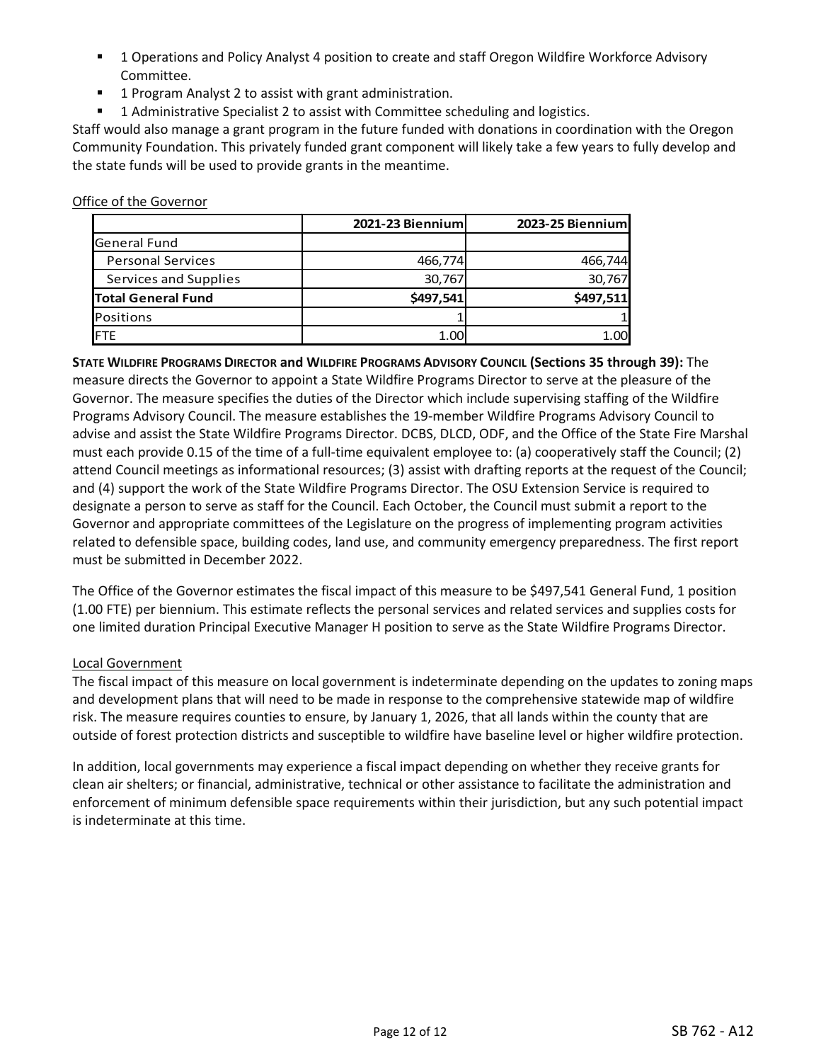- 1 Operations and Policy Analyst 4 position to create and staff Oregon Wildfire Workforce Advisory Committee.
- 1 Program Analyst 2 to assist with grant administration.
- 1 Administrative Specialist 2 to assist with Committee scheduling and logistics.

Staff would also manage a grant program in the future funded with donations in coordination with the Oregon Community Foundation. This privately funded grant component will likely take a few years to fully develop and the state funds will be used to provide grants in the meantime.

Office of the Governor

| | 2021-23 Biennium | 2023-25 Biennium |
|---|---|---|
| General Fund | | |
| Personal Services | 466,774 | 466,744 |
| Services and Supplies | 30,767 | 30,767 |
| **Total General Fund** | **$497,541** | **$497,511** |
| Positions | 1 | 1 |
| FTE | 1.00 | 1.00 |

**STATE WILDFIRE PROGRAMS DIRECTOR and WILDFIRE PROGRAMS ADVISORY COUNCIL (Sections 35 through 39):** The measure directs the Governor to appoint a State Wildfire Programs Director to serve at the pleasure of the Governor. The measure specifies the duties of the Director which include supervising staffing of the Wildfire Programs Advisory Council. The measure establishes the 19-member Wildfire Programs Advisory Council to advise and assist the State Wildfire Programs Director. DCBS, DLCD, ODF, and the Office of the State Fire Marshal must each provide 0.15 of the time of a full-time equivalent employee to: (a) cooperatively staff the Council; (2) attend Council meetings as informational resources; (3) assist with drafting reports at the request of the Council; and (4) support the work of the State Wildfire Programs Director. The OSU Extension Service is required to designate a person to serve as staff for the Council. Each October, the Council must submit a report to the Governor and appropriate committees of the Legislature on the progress of implementing program activities related to defensible space, building codes, land use, and community emergency preparedness. The first report must be submitted in December 2022.

The Office of the Governor estimates the fiscal impact of this measure to be $497,541 General Fund, 1 position (1.00 FTE) per biennium. This estimate reflects the personal services and related services and supplies costs for one limited duration Principal Executive Manager H position to serve as the State Wildfire Programs Director.

Local Government

The fiscal impact of this measure on local government is indeterminate depending on the updates to zoning maps and development plans that will need to be made in response to the comprehensive statewide map of wildfire risk. The measure requires counties to ensure, by January 1, 2026, that all lands within the county that are outside of forest protection districts and susceptible to wildfire have baseline level or higher wildfire protection.

In addition, local governments may experience a fiscal impact depending on whether they receive grants for clean air shelters; or financial, administrative, technical or other assistance to facilitate the administration and enforcement of minimum defensible space requirements within their jurisdiction, but any such potential impact is indeterminate at this time.